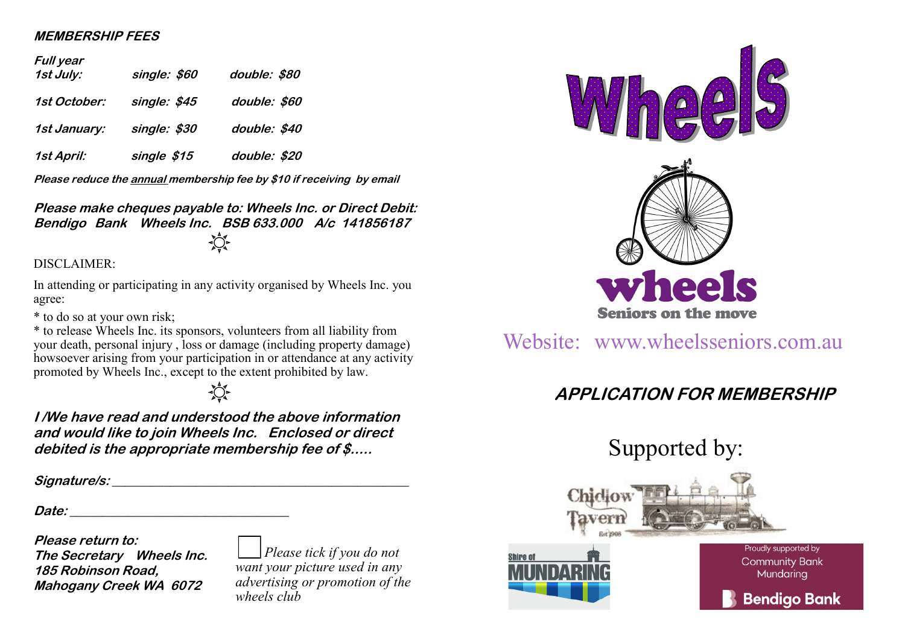## MEMBERSHIP FEES

| ***Full year*** | | |
|---|---|---|
| ***1st July:*** | ***single: $60*** | ***double: $80*** |
| ***1st October:*** | ***single: $45*** | ***double: $60*** |
| ***1st January:*** | ***single: $30*** | ***double: $40*** |
| ***1st April:*** | ***single $15*** | ***double: $20*** |

***Please reduce the annual membership fee by $10 if receiving by email***

***Please make cheques payable to: Wheels Inc. or Direct Debit: Bendigo Bank Wheels Inc. BSB 633.000 A/c 141856187***

☼

DISCLAIMER:

In attending or participating in any activity organised by Wheels Inc. you agree:

* to do so at your own risk;
* to release Wheels Inc. its sponsors, volunteers from all liability from your death, personal injury , loss or damage (including property damage) howsoever arising from your participation in or attendance at any activity promoted by Wheels Inc., except to the extent prohibited by law.

☼

***I /We have read and understood the above information and would like to join Wheels Inc. Enclosed or direct debited is the appropriate membership fee of $.....***

***Signature/s:*** ____________________________________________

***Date:*** _________________________________

***Please return to:***
***The Secretary Wheels Inc.***
***185 Robinson Road,***
***Mahogany Creek WA 6072***

☐ *Please tick if you do not want your picture used in any advertising or promotion of the wheels club*

# Wheels

**wheels**
**Seniors on the move**

Website: www.wheelsseniors.com.au

## APPLICATION FOR MEMBERSHIP

Supported by:

Chidlow Tavern Est 1908

Shire of MUNDARING

Proudly supported by Community Bank Mundaring
Bendigo Bank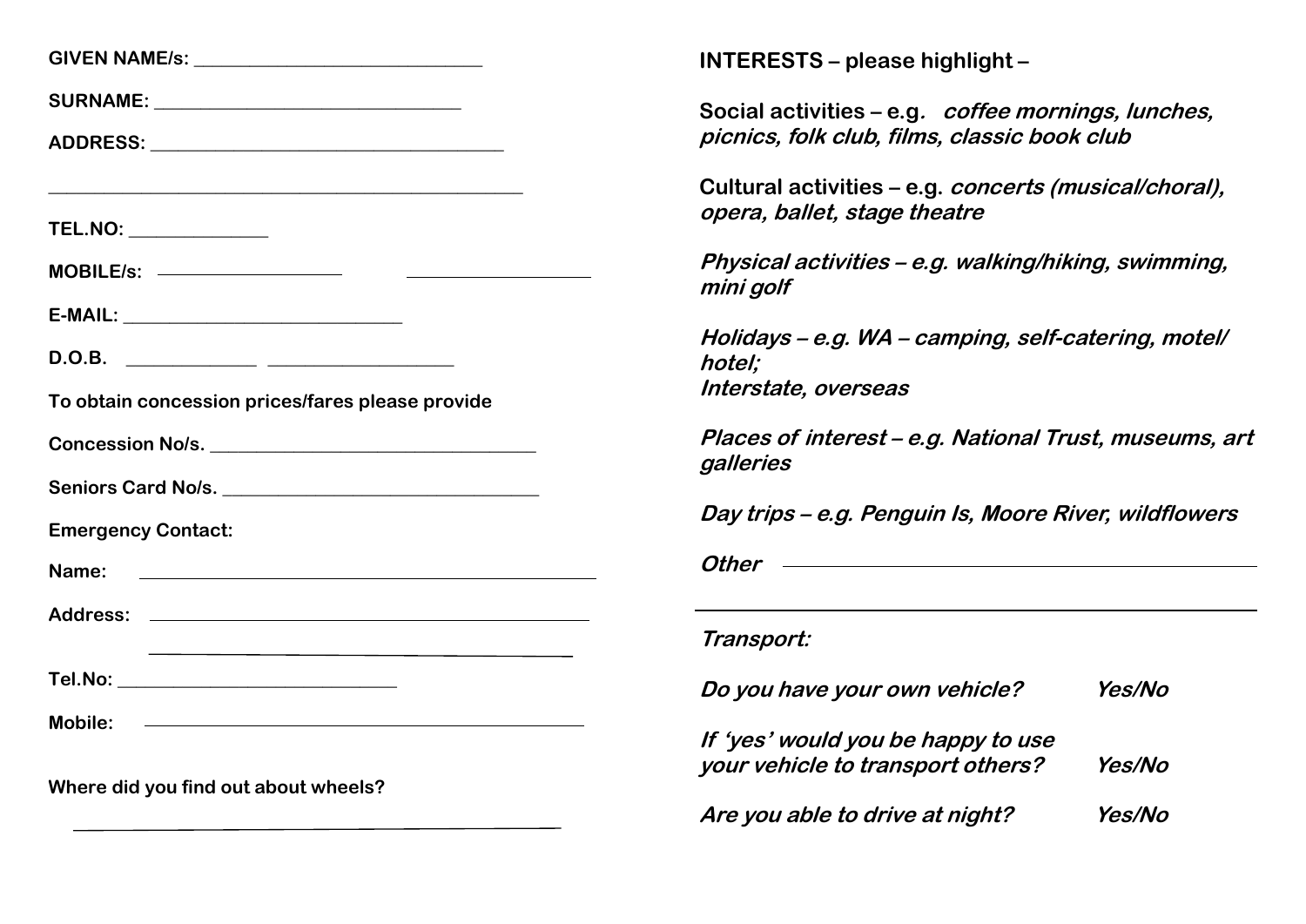**GIVEN NAME/s:** ______________________________

**SURNAME:** ________________________________

**ADDRESS:** _____________________________________

_________________________________________________

**TEL.NO:** ______________

**MOBILE/s:** ___________________ ___________________

**E-MAIL:** ______________________________

**D.O.B.** ______________ ____________________

**To obtain concession prices/fares please provide**

**Concession No/s.** __________________________________

**Seniors Card No/s.** _________________________________

**Emergency Contact:**

**Name:** ________________________________________________

**Address:** _______________________________________________

_____________________________________________

**Tel.No:** ______________________________

**Mobile:** _______________________________________________

**Where did you find out about wheels?**

___________________________________________________

**INTERESTS – please highlight –**

**Social activities – e.g.** ***coffee mornings, lunches, picnics, folk club, films, classic book club***

**Cultural activities – e.g.** ***concerts (musical/choral), opera, ballet, stage theatre***

***Physical activities – e.g. walking/hiking, swimming, mini golf***

***Holidays – e.g. WA – camping, self-catering, motel/ hotel;***
***Interstate, overseas***

***Places of interest – e.g. National Trust, museums, art galleries***

***Day trips – e.g. Penguin Is, Moore River, wildflowers***

***Other*** ________________________________________________

***Transport:***

***Do you have your own vehicle?*** ***Yes/No***

***If 'yes' would you be happy to use your vehicle to transport others?*** ***Yes/No***

***Are you able to drive at night?*** ***Yes/No***